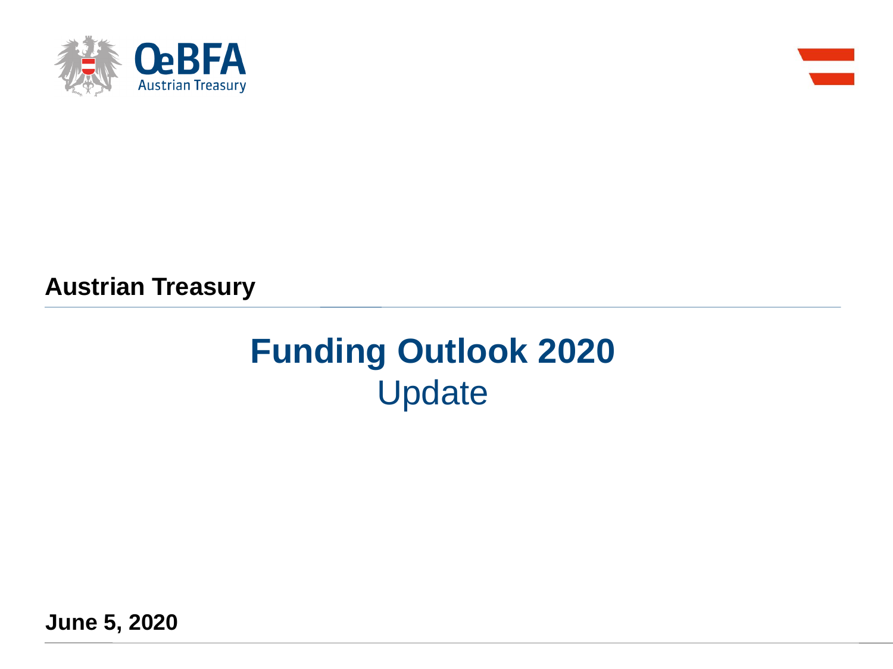OeBFA Austrian Treasury

**Austrian Treasury**

# Funding Outlook 2020

## Update

**June 5, 2020**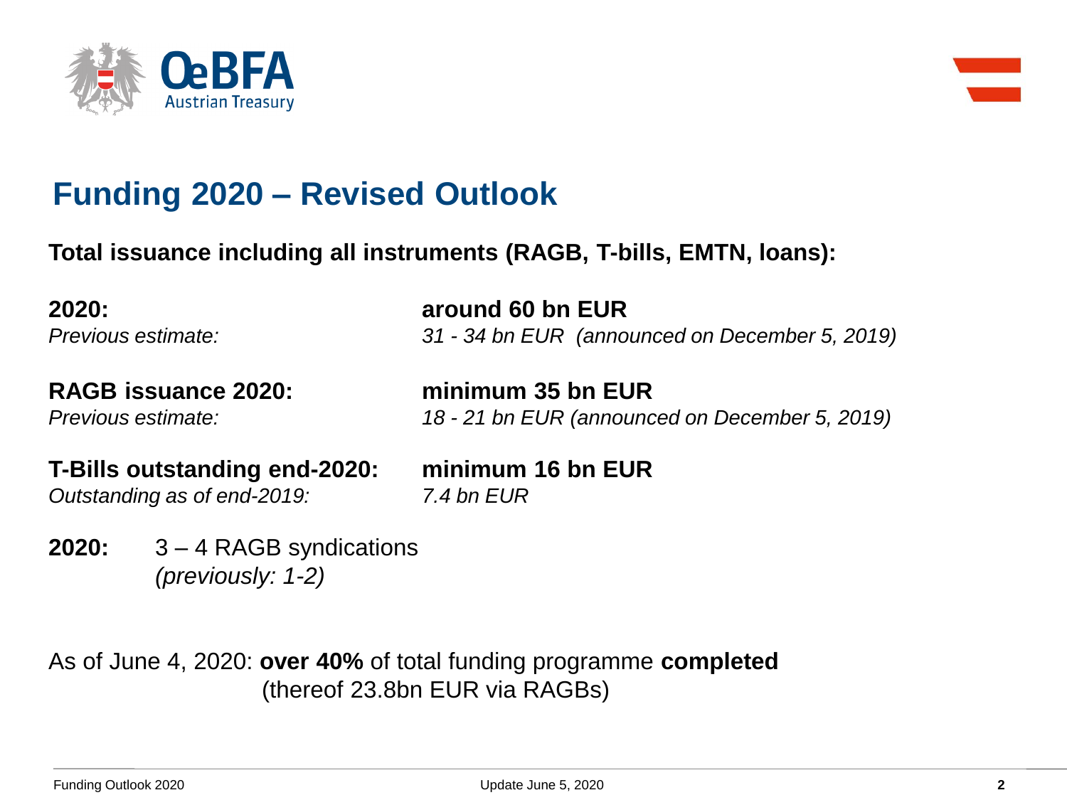# Funding 2020 – Revised Outlook

**Total issuance including all instruments (RAGB, T-bills, EMTN, loans):**

| | |
|---|---|
| **2020:** | **around 60 bn EUR** |
| *Previous estimate:* | *31 - 34 bn EUR (announced on December 5, 2019)* |
| **RAGB issuance 2020:** | **minimum 35 bn EUR** |
| *Previous estimate:* | *18 - 21 bn EUR (announced on December 5, 2019)* |
| **T-Bills outstanding end-2020:** | **minimum 16 bn EUR** |
| *Outstanding as of end-2019:* | *7.4 bn EUR* |

**2020:** 3 – 4 RAGB syndications
*(previously: 1-2)*

As of June 4, 2020: **over 40%** of total funding programme **completed**
(thereof 23.8bn EUR via RAGBs)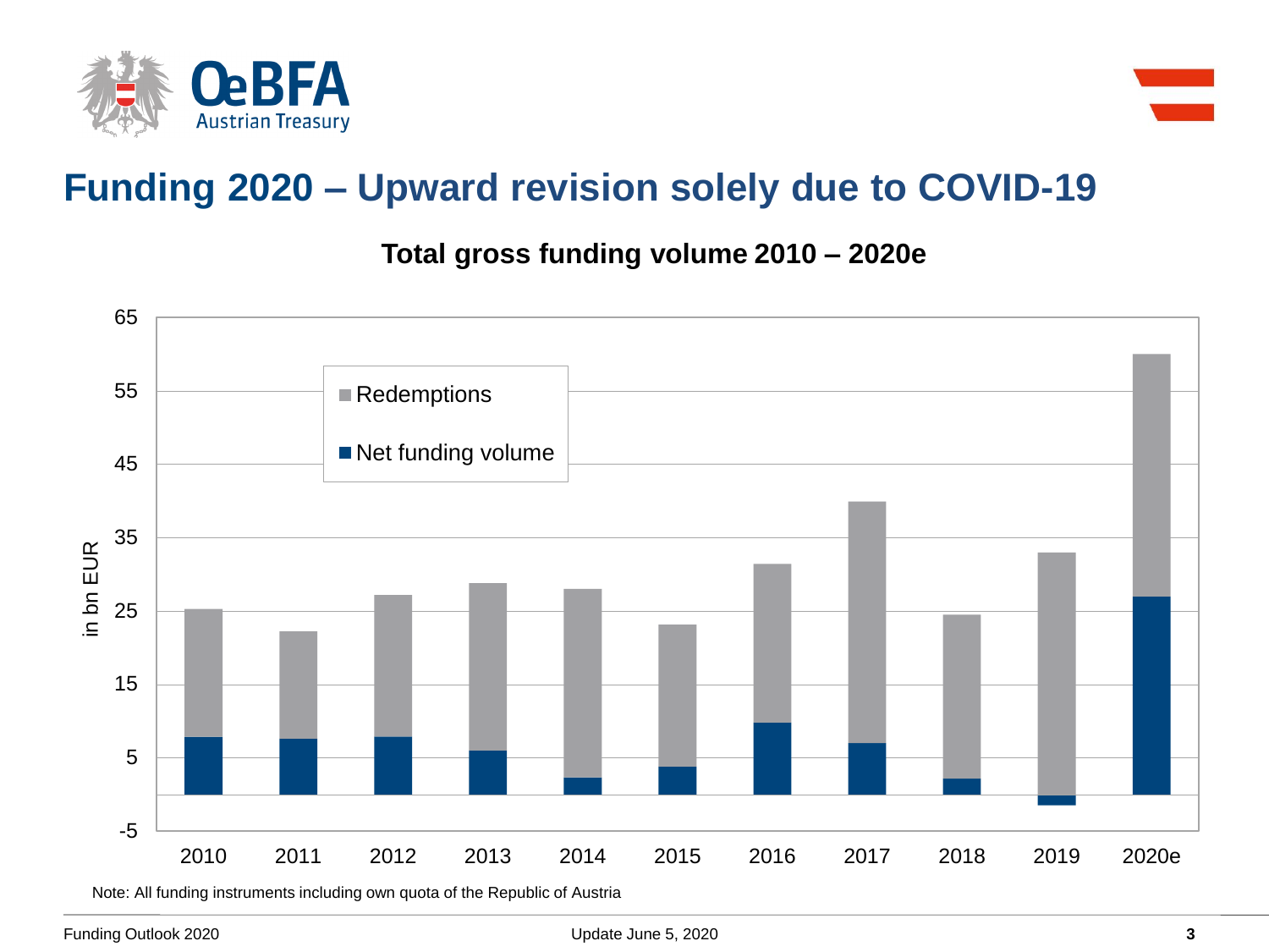# Funding 2020 – Upward revision solely due to COVID-19

**Total gross funding volume 2010 – 2020e**

Redemptions

Net funding volume

in bn EUR

65
55
45
35
25
15
5
-5

2010 2011 2012 2013 2014 2015 2016 2017 2018 2019 2020e

Note: All funding instruments including own quota of the Republic of Austria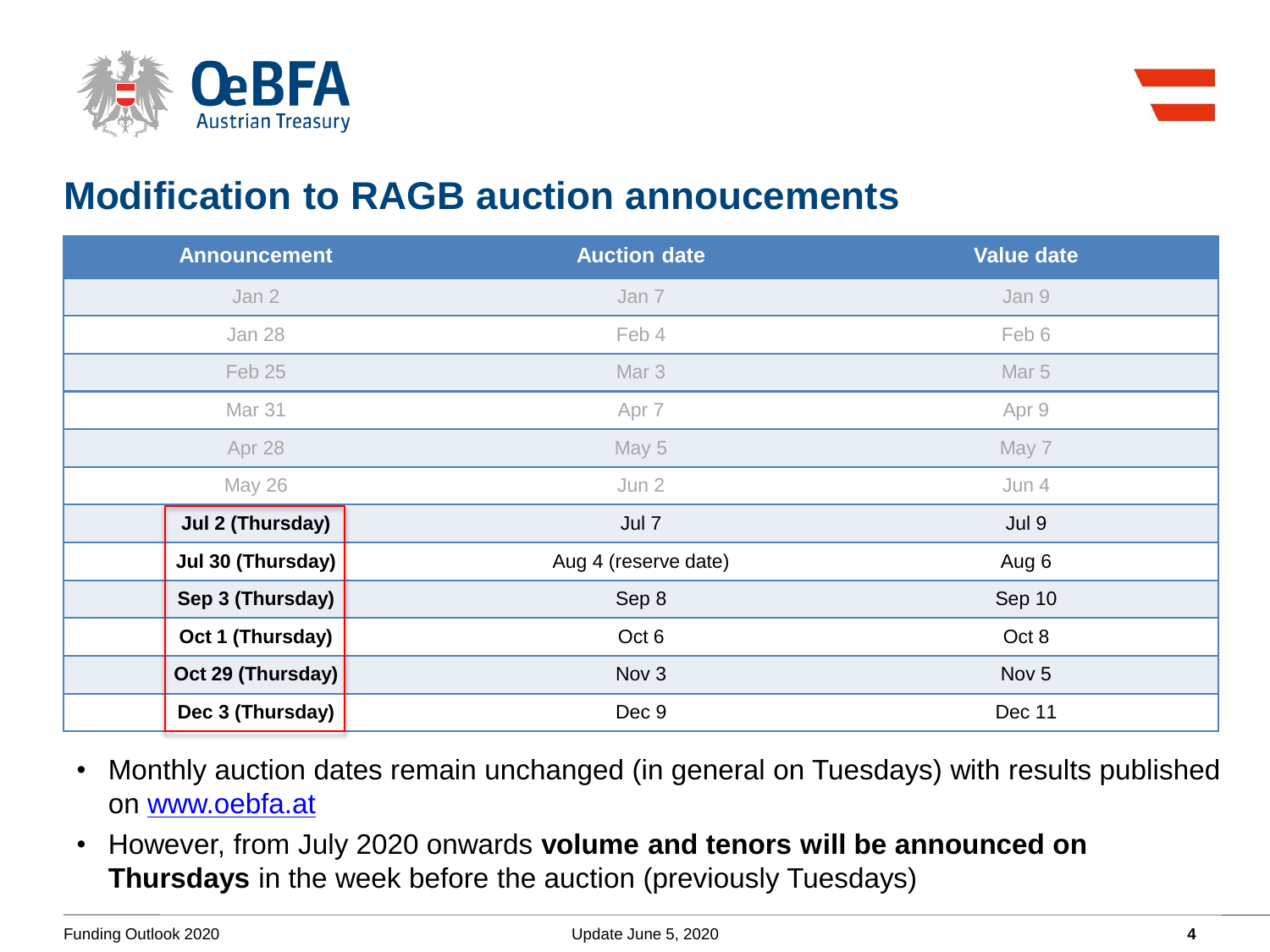# Modification to RAGB auction annoucements

| Announcement | Auction date | Value date |
|---|---|---|
| Jan 2 | Jan 7 | Jan 9 |
| Jan 28 | Feb 4 | Feb 6 |
| Feb 25 | Mar 3 | Mar 5 |
| Mar 31 | Apr 7 | Apr 9 |
| Apr 28 | May 5 | May 7 |
| May 26 | Jun 2 | Jun 4 |
| **Jul 2 (Thursday)** | Jul 7 | Jul 9 |
| **Jul 30 (Thursday)** | Aug 4 (reserve date) | Aug 6 |
| **Sep 3 (Thursday)** | Sep 8 | Sep 10 |
| **Oct 1 (Thursday)** | Oct 6 | Oct 8 |
| **Oct 29 (Thursday)** | Nov 3 | Nov 5 |
| **Dec 3 (Thursday)** | Dec 9 | Dec 11 |

- Monthly auction dates remain unchanged (in general on Tuesdays) with results published on www.oebfa.at
- However, from July 2020 onwards **volume and tenors will be announced on Thursdays** in the week before the auction (previously Tuesdays)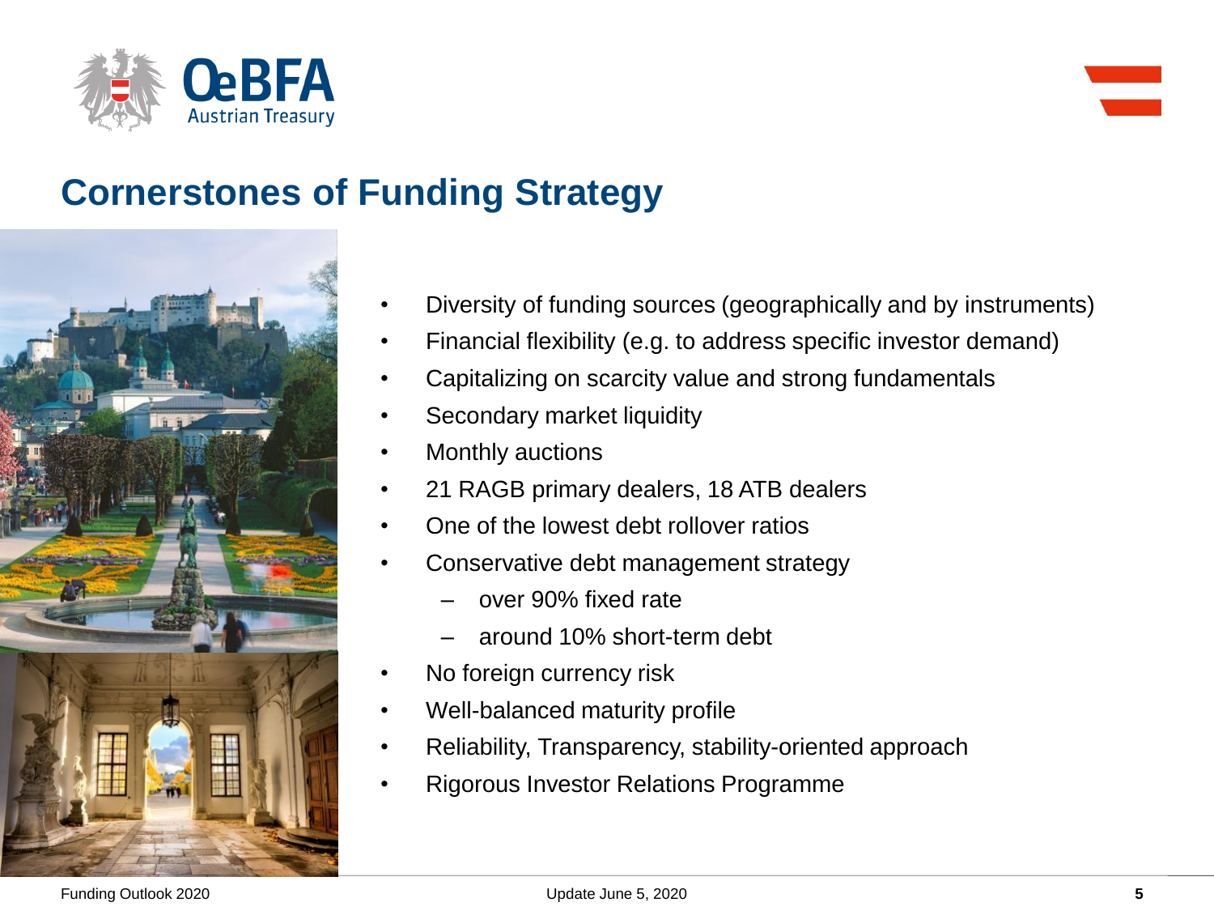# Cornerstones of Funding Strategy

- Diversity of funding sources (geographically and by instruments)
- Financial flexibility (e.g. to address specific investor demand)
- Capitalizing on scarcity value and strong fundamentals
- Secondary market liquidity
- Monthly auctions
- 21 RAGB primary dealers, 18 ATB dealers
- One of the lowest debt rollover ratios
- Conservative debt management strategy
  - over 90% fixed rate
  - around 10% short-term debt
- No foreign currency risk
- Well-balanced maturity profile
- Reliability, Transparency, stability-oriented approach
- Rigorous Investor Relations Programme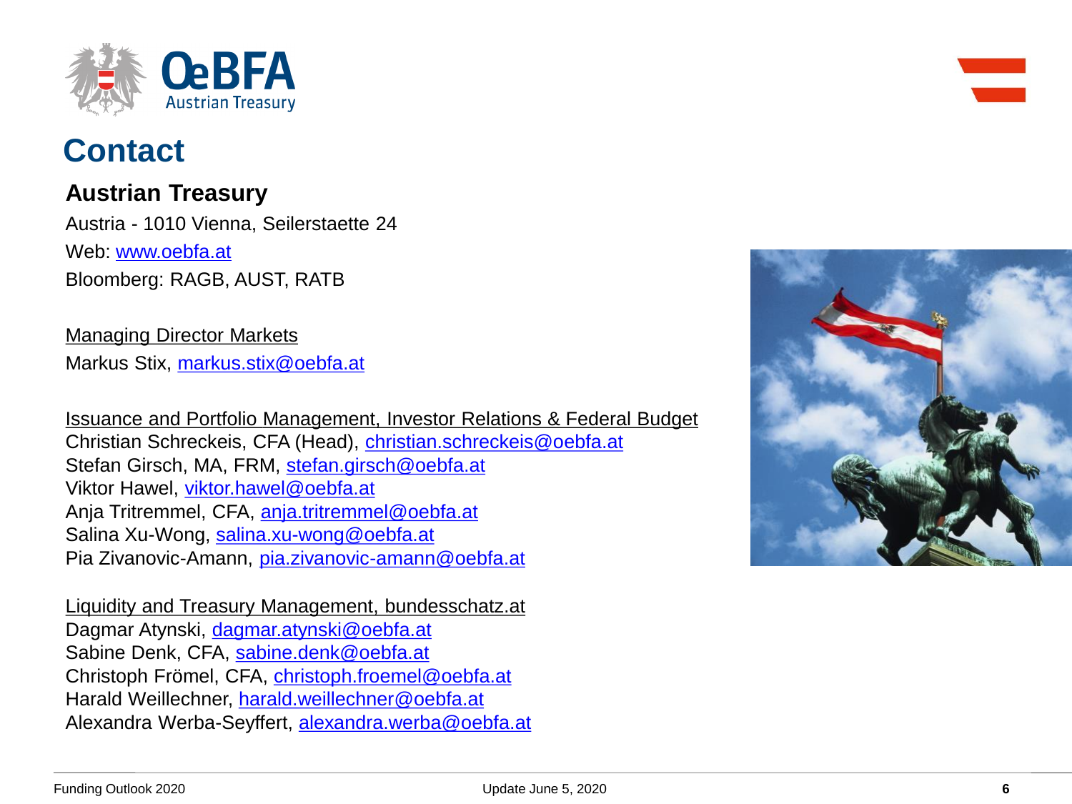# Contact

## Austrian Treasury

Austria - 1010 Vienna, Seilerstaette 24

Web: www.oebfa.at

Bloomberg: RAGB, AUST, RATB

Managing Director Markets

Markus Stix, markus.stix@oebfa.at

Issuance and Portfolio Management, Investor Relations & Federal Budget

Christian Schreckeis, CFA (Head), christian.schreckeis@oebfa.at
Stefan Girsch, MA, FRM, stefan.girsch@oebfa.at
Viktor Hawel, viktor.hawel@oebfa.at
Anja Tritremmel, CFA, anja.tritremmel@oebfa.at
Salina Xu-Wong, salina.xu-wong@oebfa.at
Pia Zivanovic-Amann, pia.zivanovic-amann@oebfa.at

Liquidity and Treasury Management, bundesschatz.at

Dagmar Atynski, dagmar.atynski@oebfa.at
Sabine Denk, CFA, sabine.denk@oebfa.at
Christoph Frömel, CFA, christoph.froemel@oebfa.at
Harald Weillechner, harald.weillechner@oebfa.at
Alexandra Werba-Seyffert, alexandra.werba@oebfa.at